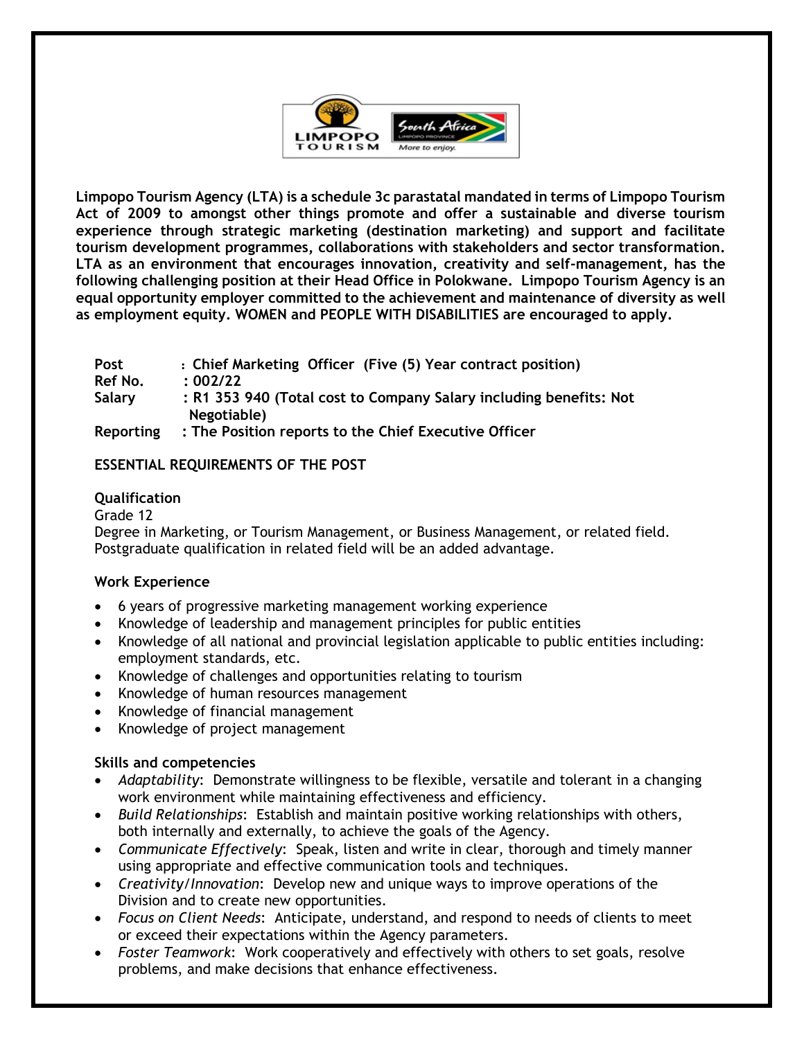**Limpopo Tourism Agency (LTA) is a schedule 3c parastatal mandated in terms of Limpopo Tourism Act of 2009 to amongst other things promote and offer a sustainable and diverse tourism experience through strategic marketing (destination marketing) and support and facilitate tourism development programmes, collaborations with stakeholders and sector transformation. LTA as an environment that encourages innovation, creativity and self-management, has the following challenging position at their Head Office in Polokwane. Limpopo Tourism Agency is an equal opportunity employer committed to the achievement and maintenance of diversity as well as employment equity. WOMEN and PEOPLE WITH DISABILITIES are encouraged to apply.**

| | |
|---|---|
| **Post** | **: Chief Marketing Officer (Five (5) Year contract position)** |
| **Ref No.** | **: 002/22** |
| **Salary** | **: R1 353 940 (Total cost to Company Salary including benefits: Not Negotiable)** |
| **Reporting** | **: The Position reports to the Chief Executive Officer** |

**ESSENTIAL REQUIREMENTS OF THE POST**

**Qualification**

Grade 12

Degree in Marketing, or Tourism Management, or Business Management, or related field. Postgraduate qualification in related field will be an added advantage.

**Work Experience**

- 6 years of progressive marketing management working experience
- Knowledge of leadership and management principles for public entities
- Knowledge of all national and provincial legislation applicable to public entities including: employment standards, etc.
- Knowledge of challenges and opportunities relating to tourism
- Knowledge of human resources management
- Knowledge of financial management
- Knowledge of project management

**Skills and competencies**

- *Adaptability*: Demonstrate willingness to be flexible, versatile and tolerant in a changing work environment while maintaining effectiveness and efficiency.
- *Build Relationships*: Establish and maintain positive working relationships with others, both internally and externally, to achieve the goals of the Agency.
- *Communicate Effectively*: Speak, listen and write in clear, thorough and timely manner using appropriate and effective communication tools and techniques.
- *Creativity/Innovation*: Develop new and unique ways to improve operations of the Division and to create new opportunities.
- *Focus on Client Needs*: Anticipate, understand, and respond to needs of clients to meet or exceed their expectations within the Agency parameters.
- *Foster Teamwork*: Work cooperatively and effectively with others to set goals, resolve problems, and make decisions that enhance effectiveness.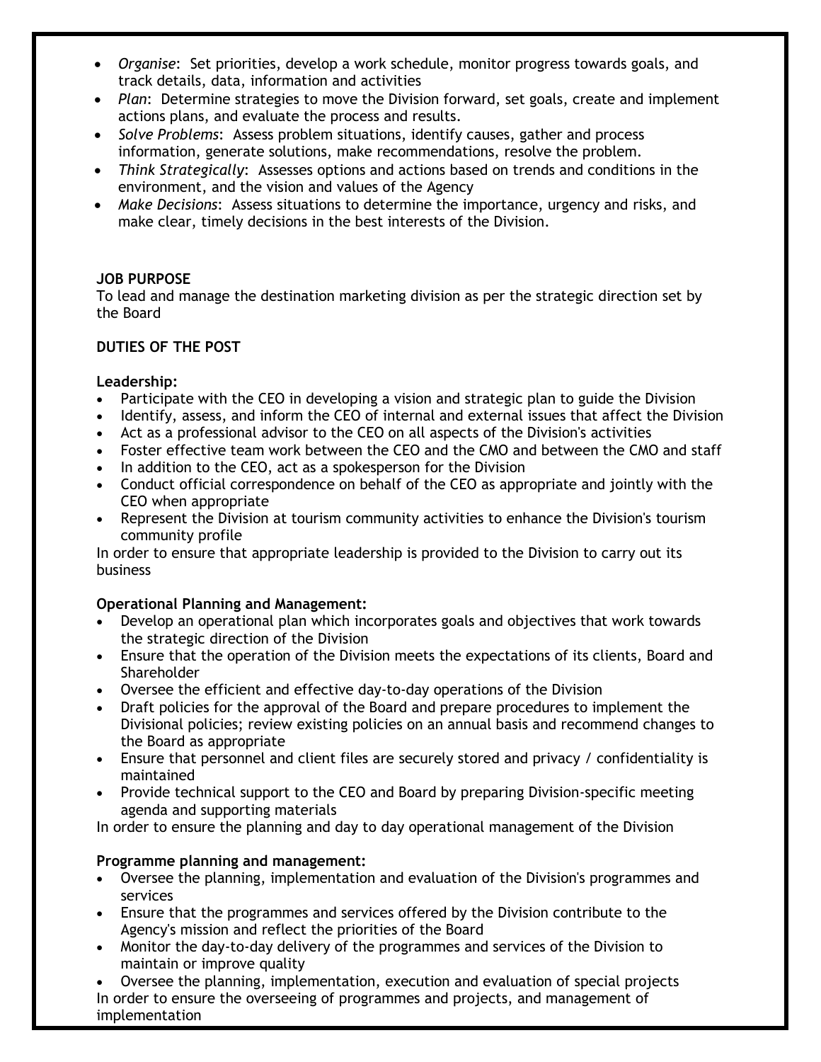- *Organise*: Set priorities, develop a work schedule, monitor progress towards goals, and track details, data, information and activities
- *Plan*: Determine strategies to move the Division forward, set goals, create and implement actions plans, and evaluate the process and results.
- *Solve Problems*: Assess problem situations, identify causes, gather and process information, generate solutions, make recommendations, resolve the problem.
- *Think Strategically*: Assesses options and actions based on trends and conditions in the environment, and the vision and values of the Agency
- *Make Decisions*: Assess situations to determine the importance, urgency and risks, and make clear, timely decisions in the best interests of the Division.

**JOB PURPOSE**

To lead and manage the destination marketing division as per the strategic direction set by the Board

**DUTIES OF THE POST**

**Leadership:**

- Participate with the CEO in developing a vision and strategic plan to guide the Division
- Identify, assess, and inform the CEO of internal and external issues that affect the Division
- Act as a professional advisor to the CEO on all aspects of the Division's activities
- Foster effective team work between the CEO and the CMO and between the CMO and staff
- In addition to the CEO, act as a spokesperson for the Division
- Conduct official correspondence on behalf of the CEO as appropriate and jointly with the CEO when appropriate
- Represent the Division at tourism community activities to enhance the Division's tourism community profile

In order to ensure that appropriate leadership is provided to the Division to carry out its business

**Operational Planning and Management:**

- Develop an operational plan which incorporates goals and objectives that work towards the strategic direction of the Division
- Ensure that the operation of the Division meets the expectations of its clients, Board and Shareholder
- Oversee the efficient and effective day-to-day operations of the Division
- Draft policies for the approval of the Board and prepare procedures to implement the Divisional policies; review existing policies on an annual basis and recommend changes to the Board as appropriate
- Ensure that personnel and client files are securely stored and privacy / confidentiality is maintained
- Provide technical support to the CEO and Board by preparing Division-specific meeting agenda and supporting materials

In order to ensure the planning and day to day operational management of the Division

**Programme planning and management:**

- Oversee the planning, implementation and evaluation of the Division's programmes and services
- Ensure that the programmes and services offered by the Division contribute to the Agency's mission and reflect the priorities of the Board
- Monitor the day-to-day delivery of the programmes and services of the Division to maintain or improve quality
- Oversee the planning, implementation, execution and evaluation of special projects

In order to ensure the overseeing of programmes and projects, and management of implementation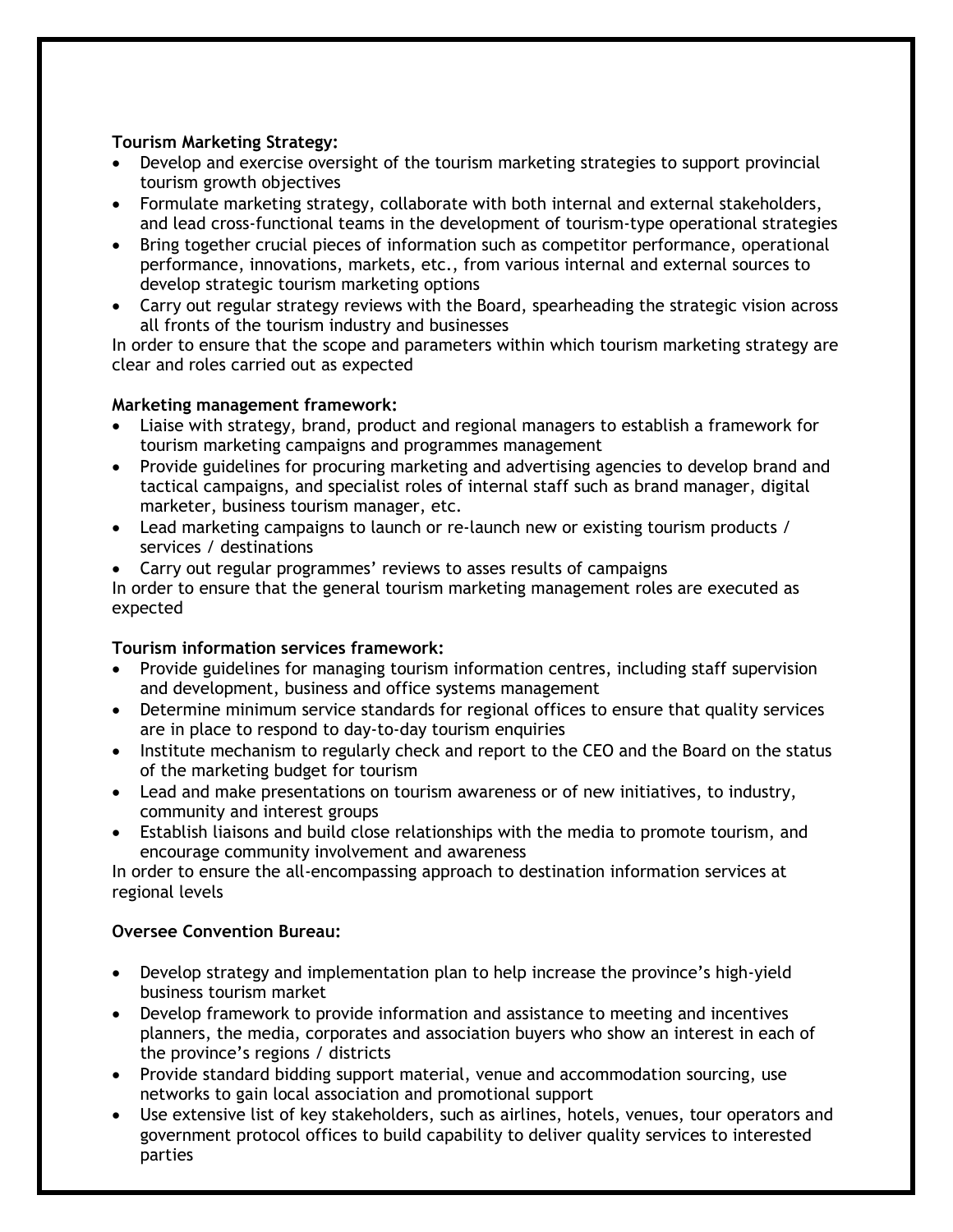**Tourism Marketing Strategy:**

- Develop and exercise oversight of the tourism marketing strategies to support provincial tourism growth objectives
- Formulate marketing strategy, collaborate with both internal and external stakeholders, and lead cross-functional teams in the development of tourism-type operational strategies
- Bring together crucial pieces of information such as competitor performance, operational performance, innovations, markets, etc., from various internal and external sources to develop strategic tourism marketing options
- Carry out regular strategy reviews with the Board, spearheading the strategic vision across all fronts of the tourism industry and businesses

In order to ensure that the scope and parameters within which tourism marketing strategy are clear and roles carried out as expected

**Marketing management framework:**

- Liaise with strategy, brand, product and regional managers to establish a framework for tourism marketing campaigns and programmes management
- Provide guidelines for procuring marketing and advertising agencies to develop brand and tactical campaigns, and specialist roles of internal staff such as brand manager, digital marketer, business tourism manager, etc.
- Lead marketing campaigns to launch or re-launch new or existing tourism products / services / destinations
- Carry out regular programmes' reviews to asses results of campaigns

In order to ensure that the general tourism marketing management roles are executed as expected

**Tourism information services framework:**

- Provide guidelines for managing tourism information centres, including staff supervision and development, business and office systems management
- Determine minimum service standards for regional offices to ensure that quality services are in place to respond to day-to-day tourism enquiries
- Institute mechanism to regularly check and report to the CEO and the Board on the status of the marketing budget for tourism
- Lead and make presentations on tourism awareness or of new initiatives, to industry, community and interest groups
- Establish liaisons and build close relationships with the media to promote tourism, and encourage community involvement and awareness

In order to ensure the all-encompassing approach to destination information services at regional levels

**Oversee Convention Bureau:**

- Develop strategy and implementation plan to help increase the province's high-yield business tourism market
- Develop framework to provide information and assistance to meeting and incentives planners, the media, corporates and association buyers who show an interest in each of the province's regions / districts
- Provide standard bidding support material, venue and accommodation sourcing, use networks to gain local association and promotional support
- Use extensive list of key stakeholders, such as airlines, hotels, venues, tour operators and government protocol offices to build capability to deliver quality services to interested parties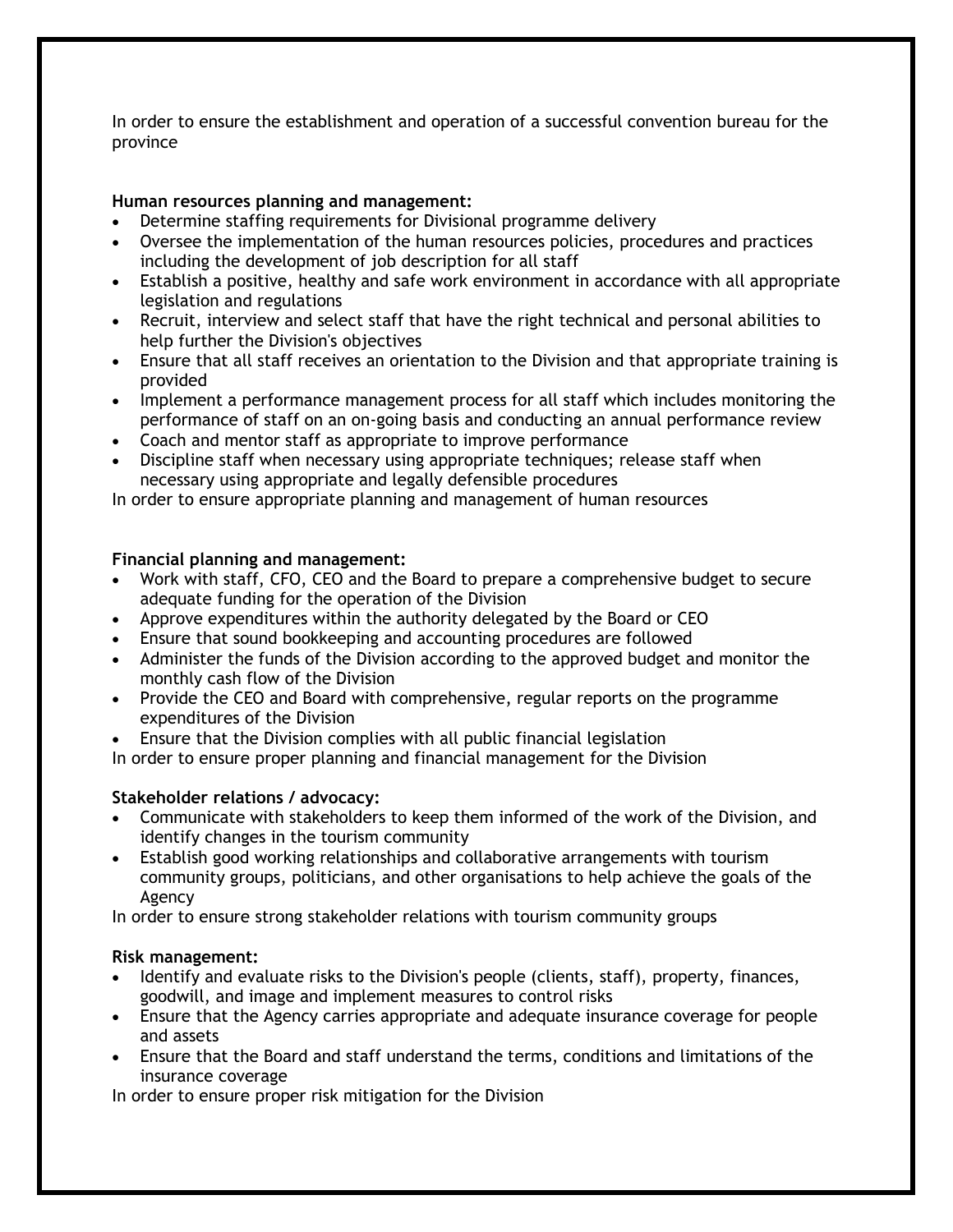In order to ensure the establishment and operation of a successful convention bureau for the province

**Human resources planning and management:**

- Determine staffing requirements for Divisional programme delivery
- Oversee the implementation of the human resources policies, procedures and practices including the development of job description for all staff
- Establish a positive, healthy and safe work environment in accordance with all appropriate legislation and regulations
- Recruit, interview and select staff that have the right technical and personal abilities to help further the Division's objectives
- Ensure that all staff receives an orientation to the Division and that appropriate training is provided
- Implement a performance management process for all staff which includes monitoring the performance of staff on an on-going basis and conducting an annual performance review
- Coach and mentor staff as appropriate to improve performance
- Discipline staff when necessary using appropriate techniques; release staff when necessary using appropriate and legally defensible procedures

In order to ensure appropriate planning and management of human resources

**Financial planning and management:**

- Work with staff, CFO, CEO and the Board to prepare a comprehensive budget to secure adequate funding for the operation of the Division
- Approve expenditures within the authority delegated by the Board or CEO
- Ensure that sound bookkeeping and accounting procedures are followed
- Administer the funds of the Division according to the approved budget and monitor the monthly cash flow of the Division
- Provide the CEO and Board with comprehensive, regular reports on the programme expenditures of the Division
- Ensure that the Division complies with all public financial legislation

In order to ensure proper planning and financial management for the Division

**Stakeholder relations / advocacy:**

- Communicate with stakeholders to keep them informed of the work of the Division, and identify changes in the tourism community
- Establish good working relationships and collaborative arrangements with tourism community groups, politicians, and other organisations to help achieve the goals of the Agency

In order to ensure strong stakeholder relations with tourism community groups

**Risk management:**

- Identify and evaluate risks to the Division's people (clients, staff), property, finances, goodwill, and image and implement measures to control risks
- Ensure that the Agency carries appropriate and adequate insurance coverage for people and assets
- Ensure that the Board and staff understand the terms, conditions and limitations of the insurance coverage

In order to ensure proper risk mitigation for the Division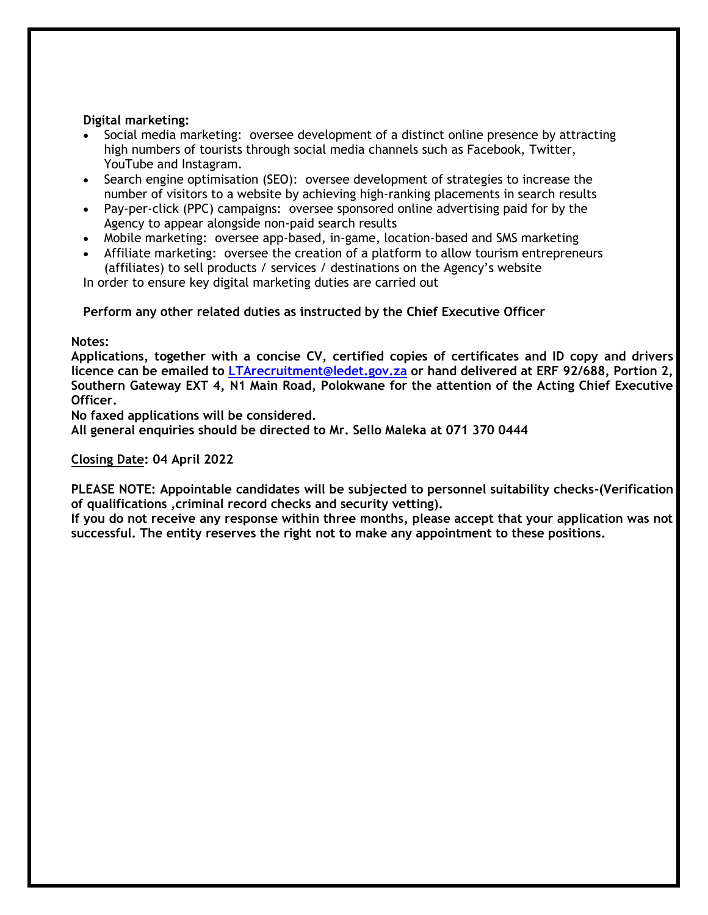**Digital marketing:**

- Social media marketing: oversee development of a distinct online presence by attracting high numbers of tourists through social media channels such as Facebook, Twitter, YouTube and Instagram.
- Search engine optimisation (SEO): oversee development of strategies to increase the number of visitors to a website by achieving high-ranking placements in search results
- Pay-per-click (PPC) campaigns: oversee sponsored online advertising paid for by the Agency to appear alongside non-paid search results
- Mobile marketing: oversee app-based, in-game, location-based and SMS marketing
- Affiliate marketing: oversee the creation of a platform to allow tourism entrepreneurs (affiliates) to sell products / services / destinations on the Agency's website

In order to ensure key digital marketing duties are carried out

**Perform any other related duties as instructed by the Chief Executive Officer**

**Notes:**

**Applications, together with a concise CV, certified copies of certificates and ID copy and drivers licence can be emailed to [LTArecruitment@ledet.gov.za](mailto:LTArecruitment@ledet.gov.za) or hand delivered at ERF 92/688, Portion 2, Southern Gateway EXT 4, N1 Main Road, Polokwane for the attention of the Acting Chief Executive Officer.**

**No faxed applications will be considered.**

**All general enquiries should be directed to Mr. Sello Maleka at 071 370 0444**

**Closing Date: 04 April 2022**

**PLEASE NOTE: Appointable candidates will be subjected to personnel suitability checks-(Verification of qualifications ,criminal record checks and security vetting).**

**If you do not receive any response within three months, please accept that your application was not successful. The entity reserves the right not to make any appointment to these positions.**